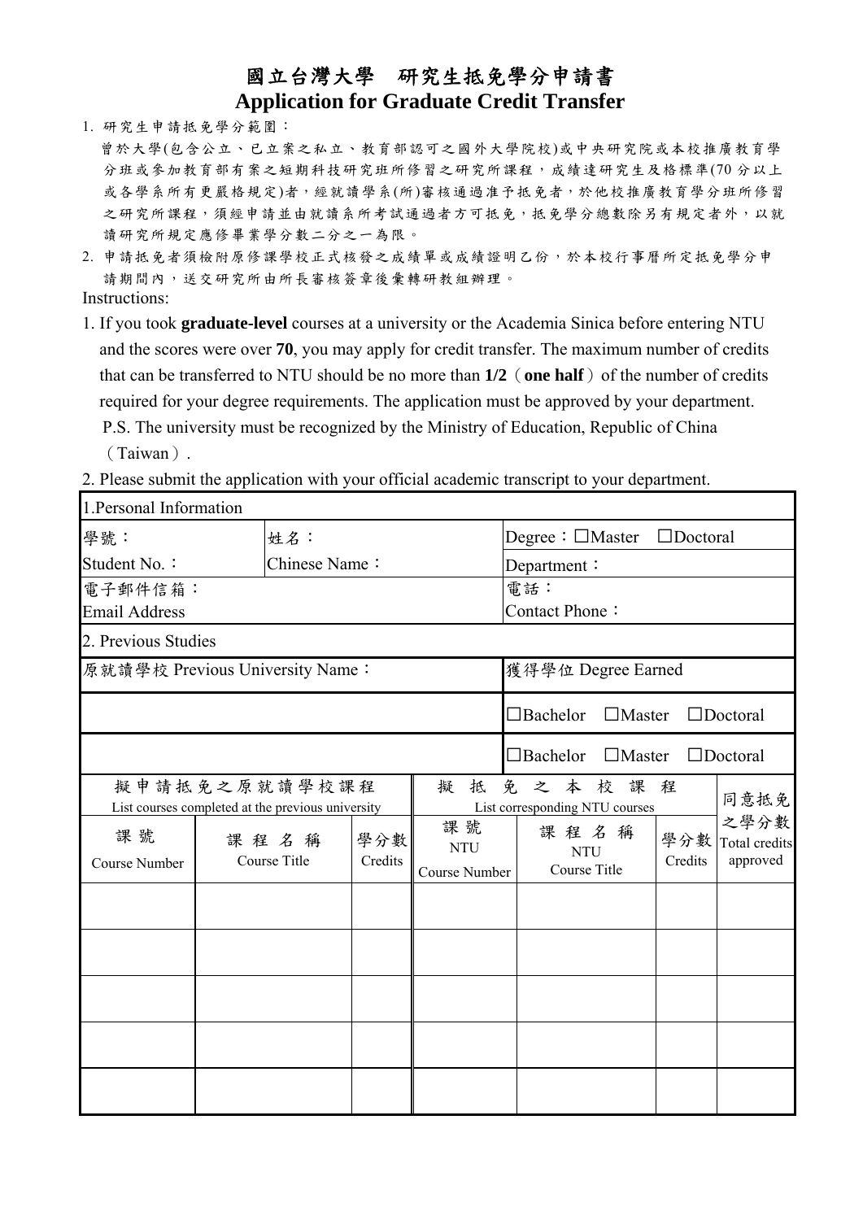# 國立台灣大學　研究生抵免學分申請書

## Application for Graduate Credit Transfer

1. 研究生申請抵免學分範圍：

   曾於大學(包含公立、已立案之私立、教育部認可之國外大學院校)或中央研究院或本校推廣教育學分班或參加教育部有案之短期科技研究班所修習之研究所課程，成績達研究生及格標準(70 分以上或各學系所有更嚴格規定)者，經就讀學系(所)審核通過准予抵免者，於他校推廣教育學分班所修習之研究所課程，須經申請並由就讀系所考試通過者方可抵免，抵免學分總數除另有規定者外，以就讀研究所規定應修畢業學分數二分之一為限。

2. 申請抵免者須檢附原修課學校正式核發之成績單或成績證明乙份，於本校行事曆所定抵免學分申請期間內，送交研究所由所長審核簽章後彙轉研教組辦理。

Instructions:

1. If you took **graduate-level** courses at a university or the Academia Sinica before entering NTU and the scores were over **70**, you may apply for credit transfer. The maximum number of credits that can be transferred to NTU should be no more than **1/2**（**one half**）of the number of credits required for your degree requirements. The application must be approved by your department.

   P.S. The university must be recognized by the Ministry of Education, Republic of China（Taiwan）.

2. Please submit the application with your official academic transcript to your department.

| 1.Personal Information | | |
|---|---|---|
| 學號：<br>Student No.： | 姓名：<br>Chinese Name： | Degree：☐Master　☐Doctoral<br>Department： |
| 電子郵件信箱：<br>Email Address | | 電話：<br>Contact Phone： |

| 2. Previous Studies | |
|---|---|
| 原就讀學校 Previous University Name： | 獲得學位 Degree Earned |
| | ☐Bachelor　☐Master　☐Doctoral |
| | ☐Bachelor　☐Master　☐Doctoral |

| 擬申請抵免之原就讀學校課程 List courses completed at the previous university | | | 擬抵免之本校課程 List corresponding NTU courses | | | 同意抵免之學分數 Total credits approved |
|---|---|---|---|---|---|---|
| 課號 Course Number | 課程名稱 Course Title | 學分數 Credits | 課號 NTU Course Number | 課程名稱 NTU Course Title | 學分數 Credits | |
| | | | | | | |
| | | | | | | |
| | | | | | | |
| | | | | | | |
| | | | | | | |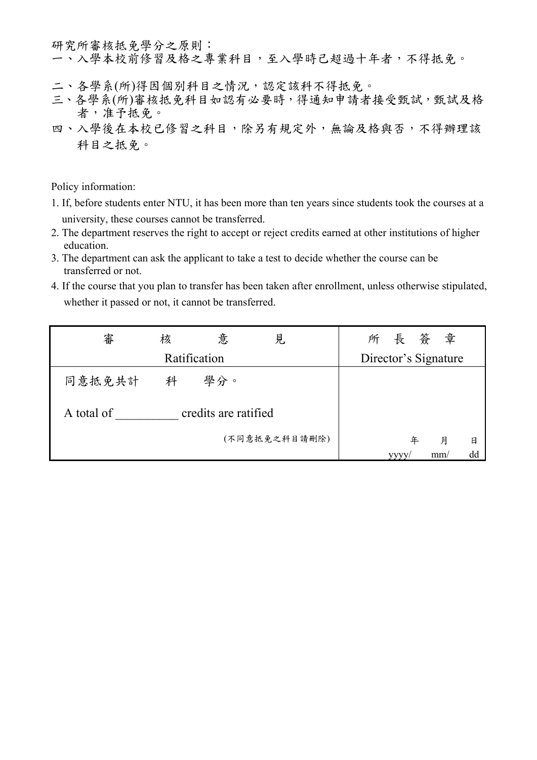研究所審核抵免學分之原則：

一、入學本校前修習及格之專業科目，至入學時已超過十年者，不得抵免。

二、各學系(所)得因個別科目之情況，認定該科不得抵免。

三、各學系(所)審核抵免科目如認有必要時，得通知申請者接受甄試，甄試及格者，准予抵免。

四、入學後在本校已修習之科目，除另有規定外，無論及格與否，不得辦理該科目之抵免。

Policy information:

1. If, before students enter NTU, it has been more than ten years since students took the courses at a university, these courses cannot be transferred.
2. The department reserves the right to accept or reject credits earned at other institutions of higher education.
3. The department can ask the applicant to take a test to decide whether the course can be transferred or not.
4. If the course that you plan to transfer has been taken after enrollment, unless otherwise stipulated, whether it passed or not, it cannot be transferred.

| 審　核　意　見<br>Ratification | 所　長　簽　章<br>Director's Signature |
|---|---|
| 同意抵免共計　　科　　學分。<br><br>A total of __________ credits are ratified<br><br>(不同意抵免之科目請刪除) | <br><br><br>年　　月　　日<br>yyyy/　mm/　dd |